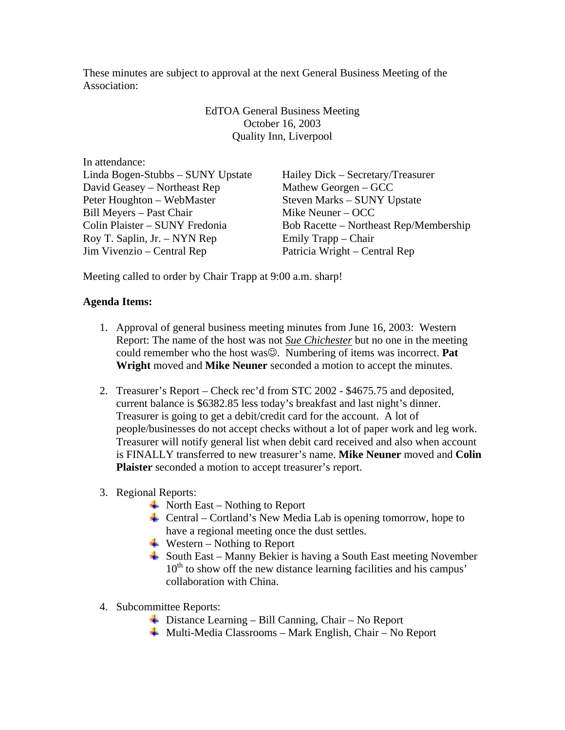These minutes are subject to approval at the next General Business Meeting of the Association:

EdTOA General Business Meeting
October 16, 2003
Quality Inn, Liverpool

In attendance:

Linda Bogen-Stubbs – SUNY Upstate
David Geasey – Northeast Rep
Peter Houghton – WebMaster
Bill Meyers – Past Chair
Colin Plaister – SUNY Fredonia
Roy T. Saplin, Jr. – NYN Rep
Jim Vivenzio – Central Rep
Hailey Dick – Secretary/Treasurer
Mathew Georgen – GCC
Steven Marks – SUNY Upstate
Mike Neuner – OCC
Bob Racette – Northeast Rep/Membership
Emily Trapp – Chair
Patricia Wright – Central Rep

Meeting called to order by Chair Trapp at 9:00 a.m. sharp!

**Agenda Items:**

1. Approval of general business meeting minutes from June 16, 2003: Western Report: The name of the host was not ***Sue Chichester*** but no one in the meeting could remember who the host was☺. Numbering of items was incorrect. **Pat Wright** moved and **Mike Neuner** seconded a motion to accept the minutes.

2. Treasurer's Report – Check rec'd from STC 2002 - $4675.75 and deposited, current balance is $6382.85 less today's breakfast and last night's dinner. Treasurer is going to get a debit/credit card for the account. A lot of people/businesses do not accept checks without a lot of paper work and leg work. Treasurer will notify general list when debit card received and also when account is FINALLY transferred to new treasurer's name. **Mike Neuner** moved and **Colin Plaister** seconded a motion to accept treasurer's report.

3. Regional Reports:
   - North East – Nothing to Report
   - Central – Cortland's New Media Lab is opening tomorrow, hope to have a regional meeting once the dust settles.
   - Western – Nothing to Report
   - South East – Manny Bekier is having a South East meeting November 10th to show off the new distance learning facilities and his campus' collaboration with China.

4. Subcommittee Reports:
   - Distance Learning – Bill Canning, Chair – No Report
   - Multi-Media Classrooms – Mark English, Chair – No Report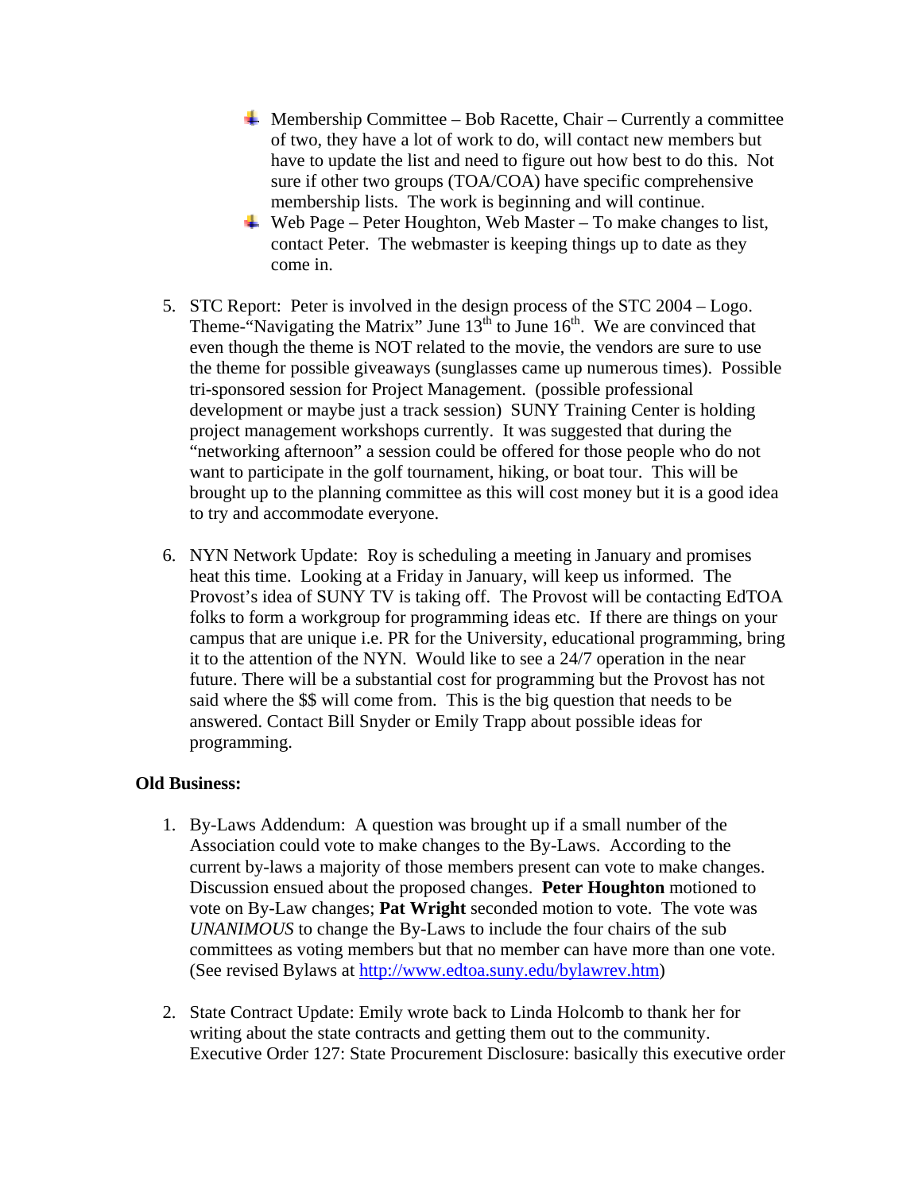- Membership Committee – Bob Racette, Chair – Currently a committee of two, they have a lot of work to do, will contact new members but have to update the list and need to figure out how best to do this. Not sure if other two groups (TOA/COA) have specific comprehensive membership lists. The work is beginning and will continue.
- Web Page – Peter Houghton, Web Master – To make changes to list, contact Peter. The webmaster is keeping things up to date as they come in.

5. STC Report: Peter is involved in the design process of the STC 2004 – Logo. Theme-"Navigating the Matrix" June 13th to June 16th. We are convinced that even though the theme is NOT related to the movie, the vendors are sure to use the theme for possible giveaways (sunglasses came up numerous times). Possible tri-sponsored session for Project Management. (possible professional development or maybe just a track session) SUNY Training Center is holding project management workshops currently. It was suggested that during the "networking afternoon" a session could be offered for those people who do not want to participate in the golf tournament, hiking, or boat tour. This will be brought up to the planning committee as this will cost money but it is a good idea to try and accommodate everyone.

6. NYN Network Update: Roy is scheduling a meeting in January and promises heat this time. Looking at a Friday in January, will keep us informed. The Provost's idea of SUNY TV is taking off. The Provost will be contacting EdTOA folks to form a workgroup for programming ideas etc. If there are things on your campus that are unique i.e. PR for the University, educational programming, bring it to the attention of the NYN. Would like to see a 24/7 operation in the near future. There will be a substantial cost for programming but the Provost has not said where the $$ will come from. This is the big question that needs to be answered. Contact Bill Snyder or Emily Trapp about possible ideas for programming.

**Old Business:**

1. By-Laws Addendum: A question was brought up if a small number of the Association could vote to make changes to the By-Laws. According to the current by-laws a majority of those members present can vote to make changes. Discussion ensued about the proposed changes. **Peter Houghton** motioned to vote on By-Law changes; **Pat Wright** seconded motion to vote. The vote was *UNANIMOUS* to change the By-Laws to include the four chairs of the sub committees as voting members but that no member can have more than one vote. (See revised Bylaws at http://www.edtoa.suny.edu/bylawrev.htm)

2. State Contract Update: Emily wrote back to Linda Holcomb to thank her for writing about the state contracts and getting them out to the community. Executive Order 127: State Procurement Disclosure: basically this executive order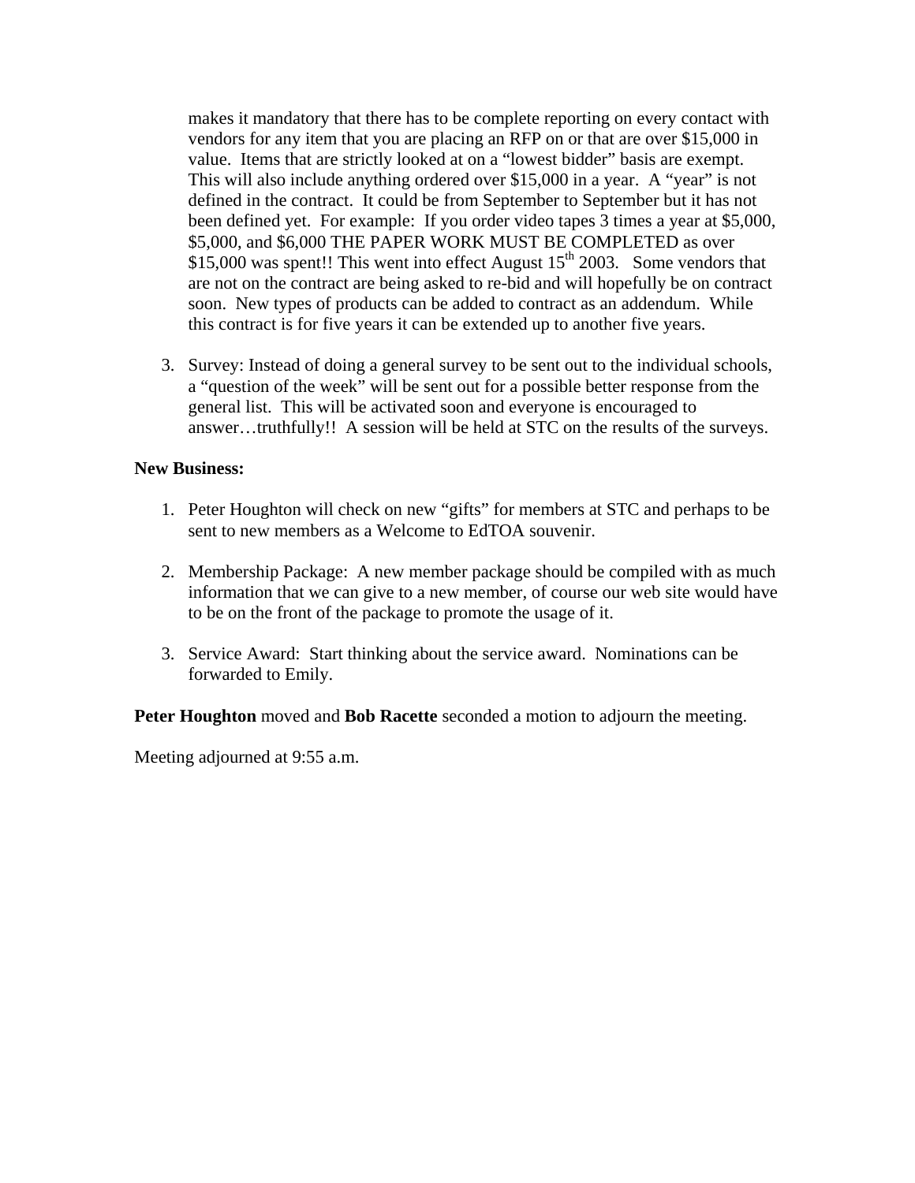makes it mandatory that there has to be complete reporting on every contact with vendors for any item that you are placing an RFP on or that are over $15,000 in value. Items that are strictly looked at on a "lowest bidder" basis are exempt. This will also include anything ordered over $15,000 in a year. A "year" is not defined in the contract. It could be from September to September but it has not been defined yet. For example: If you order video tapes 3 times a year at $5,000, $5,000, and $6,000 THE PAPER WORK MUST BE COMPLETED as over $15,000 was spent!! This went into effect August 15th 2003. Some vendors that are not on the contract are being asked to re-bid and will hopefully be on contract soon. New types of products can be added to contract as an addendum. While this contract is for five years it can be extended up to another five years.

3. Survey: Instead of doing a general survey to be sent out to the individual schools, a "question of the week" will be sent out for a possible better response from the general list. This will be activated soon and everyone is encouraged to answer…truthfully!! A session will be held at STC on the results of the surveys.

**New Business:**

1. Peter Houghton will check on new "gifts" for members at STC and perhaps to be sent to new members as a Welcome to EdTOA souvenir.

2. Membership Package: A new member package should be compiled with as much information that we can give to a new member, of course our web site would have to be on the front of the package to promote the usage of it.

3. Service Award: Start thinking about the service award. Nominations can be forwarded to Emily.

**Peter Houghton** moved and **Bob Racette** seconded a motion to adjourn the meeting.

Meeting adjourned at 9:55 a.m.